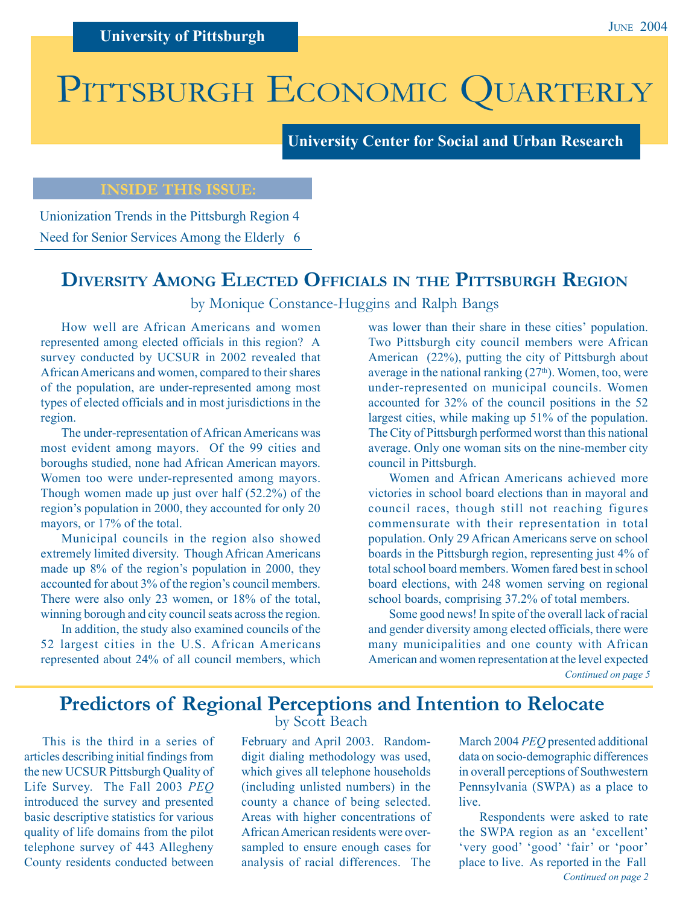University of Pittsburgh

June 2004

# Pittsburgh Economic Quarterly

University Center for Social and Urban Research

**INSIDE THIS ISSUE:**

Unionization Trends in the Pittsburgh Region 4

Need for Senior Services Among the Elderly 6

## Diversity Among Elected Officials in the Pittsburgh Region

by Monique Constance-Huggins and Ralph Bangs

How well are African Americans and women represented among elected officials in this region? A survey conducted by UCSUR in 2002 revealed that African Americans and women, compared to their shares of the population, are under-represented among most types of elected officials and in most jurisdictions in the region.

The under-representation of African Americans was most evident among mayors. Of the 99 cities and boroughs studied, none had African American mayors. Women too were under-represented among mayors. Though women made up just over half (52.2%) of the region's population in 2000, they accounted for only 20 mayors, or 17% of the total.

Municipal councils in the region also showed extremely limited diversity. Though African Americans made up 8% of the region's population in 2000, they accounted for about 3% of the region's council members. There were also only 23 women, or 18% of the total, winning borough and city council seats across the region.

In addition, the study also examined councils of the 52 largest cities in the U.S. African Americans represented about 24% of all council members, which was lower than their share in these cities' population. Two Pittsburgh city council members were African American (22%), putting the city of Pittsburgh about average in the national ranking (27th). Women, too, were under-represented on municipal councils. Women accounted for 32% of the council positions in the 52 largest cities, while making up 51% of the population. The City of Pittsburgh performed worst than this national average. Only one woman sits on the nine-member city council in Pittsburgh.

Women and African Americans achieved more victories in school board elections than in mayoral and council races, though still not reaching figures commensurate with their representation in total population. Only 29 African Americans serve on school boards in the Pittsburgh region, representing just 4% of total school board members. Women fared best in school board elections, with 248 women serving on regional school boards, comprising 37.2% of total members.

Some good news! In spite of the overall lack of racial and gender diversity among elected officials, there were many municipalities and one county with African American and women representation at the level expected

*Continued on page 5*

## Predictors of Regional Perceptions and Intention to Relocate

by Scott Beach

This is the third in a series of articles describing initial findings from the new UCSUR Pittsburgh Quality of Life Survey. The Fall 2003 *PEQ* introduced the survey and presented basic descriptive statistics for various quality of life domains from the pilot telephone survey of 443 Allegheny County residents conducted between February and April 2003. Random-digit dialing methodology was used, which gives all telephone households (including unlisted numbers) in the county a chance of being selected. Areas with higher concentrations of African American residents were over-sampled to ensure enough cases for analysis of racial differences. The March 2004 *PEQ* presented additional data on socio-demographic differences in overall perceptions of Southwestern Pennsylvania (SWPA) as a place to live.

Respondents were asked to rate the SWPA region as an 'excellent' 'very good' 'good' 'fair' or 'poor' place to live. As reported in the Fall

*Continued on page 2*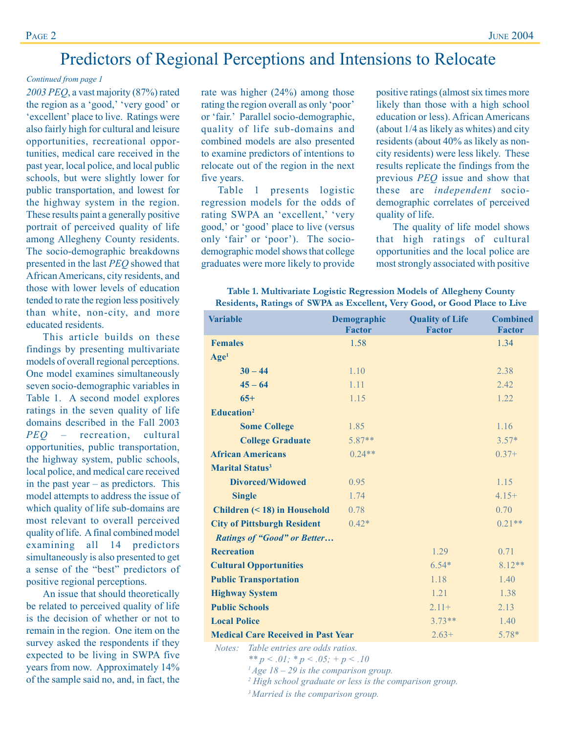# Predictors of Regional Perceptions and Intensions to Relocate

*Continued from page 1*

*2003 PEQ*, a vast majority (87%) rated the region as a 'good,' 'very good' or 'excellent' place to live. Ratings were also fairly high for cultural and leisure opportunities, recreational opportunities, medical care received in the past year, local police, and local public schools, but were slightly lower for public transportation, and lowest for the highway system in the region. These results paint a generally positive portrait of perceived quality of life among Allegheny County residents. The socio-demographic breakdowns presented in the last *PEQ* showed that African Americans, city residents, and those with lower levels of education tended to rate the region less positively than white, non-city, and more educated residents.

This article builds on these findings by presenting multivariate models of overall regional perceptions. One model examines simultaneously seven socio-demographic variables in Table 1. A second model explores ratings in the seven quality of life domains described in the Fall 2003 *PEQ* – recreation, cultural opportunities, public transportation, the highway system, public schools, local police, and medical care received in the past year – as predictors. This model attempts to address the issue of which quality of life sub-domains are most relevant to overall perceived quality of life. A final combined model examining all 14 predictors simultaneously is also presented to get a sense of the "best" predictors of positive regional perceptions.

An issue that should theoretically be related to perceived quality of life is the decision of whether or not to remain in the region. One item on the survey asked the respondents if they expected to be living in SWPA five years from now. Approximately 14% of the sample said no, and, in fact, the rate was higher (24%) among those rating the region overall as only 'poor' or 'fair.' Parallel socio-demographic, quality of life sub-domains and combined models are also presented to examine predictors of intentions to relocate out of the region in the next five years.

Table 1 presents logistic regression models for the odds of rating SWPA an 'excellent,' 'very good,' or 'good' place to live (versus only 'fair' or 'poor'). The socio-demographic model shows that college graduates were more likely to provide positive ratings (almost six times more likely than those with a high school education or less). African Americans (about 1/4 as likely as whites) and city residents (about 40% as likely as non-city residents) were less likely. These results replicate the findings from the previous *PEQ* issue and show that these are *independent* socio-demographic correlates of perceived quality of life.

The quality of life model shows that high ratings of cultural opportunities and the local police are most strongly associated with positive

**Table 1. Multivariate Logistic Regression Models of Allegheny County Residents, Ratings of SWPA as Excellent, Very Good, or Good Place to Live**

| Variable | Demographic Factor | Quality of Life Factor | Combined Factor |
|---|---|---|---|
| **Females** | 1.58 | | 1.34 |
| **Age[1]** | | | |
| **30 – 44** | 1.10 | | 2.38 |
| **45 – 64** | 1.11 | | 2.42 |
| **65+** | 1.15 | | 1.22 |
| **Education[2]** | | | |
| **Some College** | 1.85 | | 1.16 |
| **College Graduate** | 5.87** | | 3.57* |
| **African Americans** | 0.24** | | 0.37+ |
| **Marital Status[3]** | | | |
| **Divorced/Widowed** | 0.95 | | 1.15 |
| **Single** | 1.74 | | 4.15+ |
| **Children (< 18) in Household** | 0.78 | | 0.70 |
| **City of Pittsburgh Resident** | 0.42* | | 0.21** |
| ***Ratings of "Good" or Better…*** | | | |
| **Recreation** | | 1.29 | 0.71 |
| **Cultural Opportunities** | | 6.54* | 8.12** |
| **Public Transportation** | | 1.18 | 1.40 |
| **Highway System** | | 1.21 | 1.38 |
| **Public Schools** | | 2.11+ | 2.13 |
| **Local Police** | | 3.73** | 1.40 |
| **Medical Care Received in Past Year** | | 2.63+ | 5.78* |

*Notes: Table entries are odds ratios.*
*** $p < .01$; * $p < .05$; + $p < .10$*
*[1] Age 18 – 29 is the comparison group.*
*[2] High school graduate or less is the comparison group.*
*[3] Married is the comparison group.*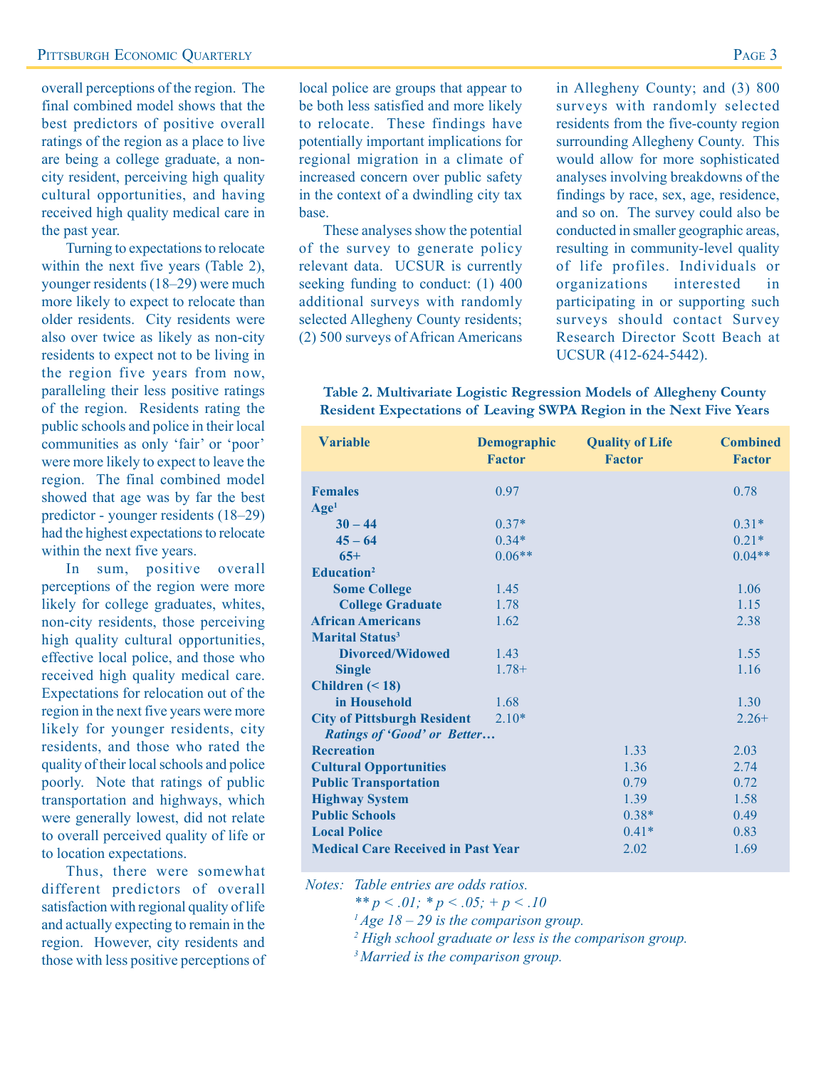overall perceptions of the region. The final combined model shows that the best predictors of positive overall ratings of the region as a place to live are being a college graduate, a non-city resident, perceiving high quality cultural opportunities, and having received high quality medical care in the past year.

Turning to expectations to relocate within the next five years (Table 2), younger residents (18–29) were much more likely to expect to relocate than older residents. City residents were also over twice as likely as non-city residents to expect not to be living in the region five years from now, paralleling their less positive ratings of the region. Residents rating the public schools and police in their local communities as only 'fair' or 'poor' were more likely to expect to leave the region. The final combined model showed that age was by far the best predictor - younger residents (18–29) had the highest expectations to relocate within the next five years.

In sum, positive overall perceptions of the region were more likely for college graduates, whites, non-city residents, those perceiving high quality cultural opportunities, effective local police, and those who received high quality medical care. Expectations for relocation out of the region in the next five years were more likely for younger residents, city residents, and those who rated the quality of their local schools and police poorly. Note that ratings of public transportation and highways, which were generally lowest, did not relate to overall perceived quality of life or to location expectations.

Thus, there were somewhat different predictors of overall satisfaction with regional quality of life and actually expecting to remain in the region. However, city residents and those with less positive perceptions of local police are groups that appear to be both less satisfied and more likely to relocate. These findings have potentially important implications for regional migration in a climate of increased concern over public safety in the context of a dwindling city tax base.

These analyses show the potential of the survey to generate policy relevant data. UCSUR is currently seeking funding to conduct: (1) 400 additional surveys with randomly selected Allegheny County residents; (2) 500 surveys of African Americans in Allegheny County; and (3) 800 surveys with randomly selected residents from the five-county region surrounding Allegheny County. This would allow for more sophisticated analyses involving breakdowns of the findings by race, sex, age, residence, and so on. The survey could also be conducted in smaller geographic areas, resulting in community-level quality of life profiles. Individuals or organizations interested in participating in or supporting such surveys should contact Survey Research Director Scott Beach at UCSUR (412-624-5442).

**Table 2. Multivariate Logistic Regression Models of Allegheny County Resident Expectations of Leaving SWPA Region in the Next Five Years**

| Variable | Demographic Factor | Quality of Life Factor | Combined Factor |
|---|---|---|---|
| **Females** | 0.97 | | 0.78 |
| **Age**[1] | | | |
| **30 – 44** | 0.37* | | 0.31* |
| **45 – 64** | 0.34* | | 0.21* |
| **65+** | 0.06** | | 0.04** |
| **Education**[2] | | | |
| **Some College** | 1.45 | | 1.06 |
| **College Graduate** | 1.78 | | 1.15 |
| **African Americans** | 1.62 | | 2.38 |
| **Marital Status**[3] | | | |
| **Divorced/Widowed** | 1.43 | | 1.55 |
| **Single** | 1.78+ | | 1.16 |
| **Children (< 18) in Household** | 1.68 | | 1.30 |
| **City of Pittsburgh Resident** | 2.10* | | 2.26+ |
| ***Ratings of 'Good' or Better…*** | | | |
| **Recreation** | | 1.33 | 2.03 |
| **Cultural Opportunities** | | 1.36 | 2.74 |
| **Public Transportation** | | 0.79 | 0.72 |
| **Highway System** | | 1.39 | 1.58 |
| **Public Schools** | | 0.38* | 0.49 |
| **Local Police** | | 0.41* | 0.83 |
| **Medical Care Received in Past Year** | | 2.02 | 1.69 |

*Notes: Table entries are odds ratios.*
*** p < .01; * p < .05; + p < .10*
*[1] Age 18 – 29 is the comparison group.*
*[2] High school graduate or less is the comparison group.*
*[3] Married is the comparison group.*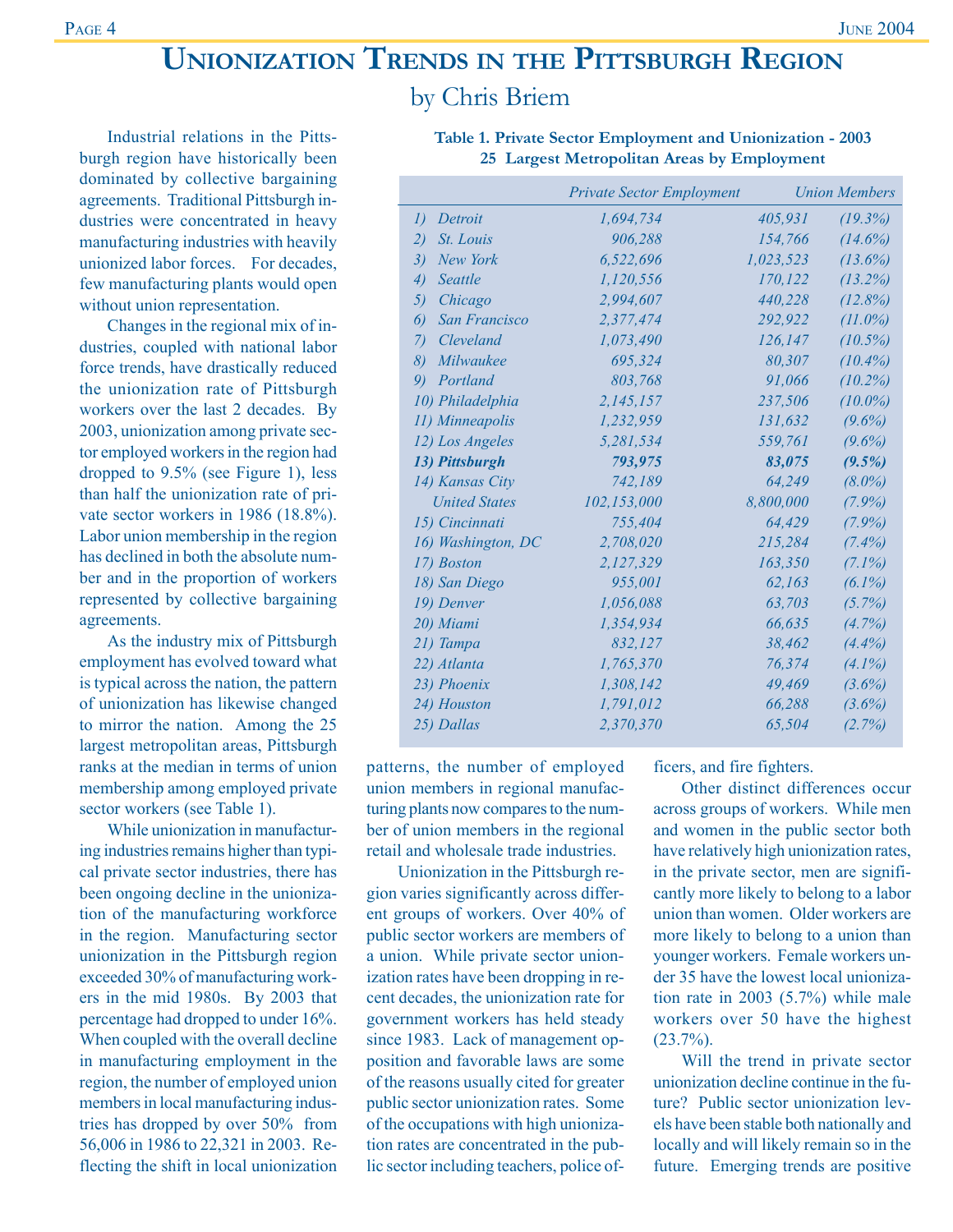# Unionization Trends in the Pittsburgh Region

by Chris Briem

Industrial relations in the Pittsburgh region have historically been dominated by collective bargaining agreements. Traditional Pittsburgh industries were concentrated in heavy manufacturing industries with heavily unionized labor forces. For decades, few manufacturing plants would open without union representation.

Changes in the regional mix of industries, coupled with national labor force trends, have drastically reduced the unionization rate of Pittsburgh workers over the last 2 decades. By 2003, unionization among private sector employed workers in the region had dropped to 9.5% (see Figure 1), less than half the unionization rate of private sector workers in 1986 (18.8%). Labor union membership in the region has declined in both the absolute number and in the proportion of workers represented by collective bargaining agreements.

As the industry mix of Pittsburgh employment has evolved toward what is typical across the nation, the pattern of unionization has likewise changed to mirror the nation. Among the 25 largest metropolitan areas, Pittsburgh ranks at the median in terms of union membership among employed private sector workers (see Table 1).

**Table 1. Private Sector Employment and Unionization - 2003**
**25 Largest Metropolitan Areas by Employment**

| | *Private Sector Employment* | *Union Members* | |
|---|---|---|---|
| *1) Detroit* | *1,694,734* | *405,931* | *(19.3%)* |
| *2) St. Louis* | *906,288* | *154,766* | *(14.6%)* |
| *3) New York* | *6,522,696* | *1,023,523* | *(13.6%)* |
| *4) Seattle* | *1,120,556* | *170,122* | *(13.2%)* |
| *5) Chicago* | *2,994,607* | *440,228* | *(12.8%)* |
| *6) San Francisco* | *2,377,474* | *292,922* | *(11.0%)* |
| *7) Cleveland* | *1,073,490* | *126,147* | *(10.5%)* |
| *8) Milwaukee* | *695,324* | *80,307* | *(10.4%)* |
| *9) Portland* | *803,768* | *91,066* | *(10.2%)* |
| *10) Philadelphia* | *2,145,157* | *237,506* | *(10.0%)* |
| *11) Minneapolis* | *1,232,959* | *131,632* | *(9.6%)* |
| *12) Los Angeles* | *5,281,534* | *559,761* | *(9.6%)* |
| ***13) Pittsburgh*** | ***793,975*** | ***83,075*** | ***(9.5%)*** |
| *14) Kansas City* | *742,189* | *64,249* | *(8.0%)* |
| *United States* | *102,153,000* | *8,800,000* | *(7.9%)* |
| *15) Cincinnati* | *755,404* | *64,429* | *(7.9%)* |
| *16) Washington, DC* | *2,708,020* | *215,284* | *(7.4%)* |
| *17) Boston* | *2,127,329* | *163,350* | *(7.1%)* |
| *18) San Diego* | *955,001* | *62,163* | *(6.1%)* |
| *19) Denver* | *1,056,088* | *63,703* | *(5.7%)* |
| *20) Miami* | *1,354,934* | *66,635* | *(4.7%)* |
| *21) Tampa* | *832,127* | *38,462* | *(4.4%)* |
| *22) Atlanta* | *1,765,370* | *76,374* | *(4.1%)* |
| *23) Phoenix* | *1,308,142* | *49,469* | *(3.6%)* |
| *24) Houston* | *1,791,012* | *66,288* | *(3.6%)* |
| *25) Dallas* | *2,370,370* | *65,504* | *(2.7%)* |

While unionization in manufacturing industries remains higher than typical private sector industries, there has been ongoing decline in the unionization of the manufacturing workforce in the region. Manufacturing sector unionization in the Pittsburgh region exceeded 30% of manufacturing workers in the mid 1980s. By 2003 that percentage had dropped to under 16%. When coupled with the overall decline in manufacturing employment in the region, the number of employed union members in local manufacturing industries has dropped by over 50% from 56,006 in 1986 to 22,321 in 2003. Reflecting the shift in local unionization patterns, the number of employed union members in regional manufacturing plants now compares to the number of union members in the regional retail and wholesale trade industries.

Unionization in the Pittsburgh region varies significantly across different groups of workers. Over 40% of public sector workers are members of a union. While private sector unionization rates have been dropping in recent decades, the unionization rate for government workers has held steady since 1983. Lack of management opposition and favorable laws are some of the reasons usually cited for greater public sector unionization rates. Some of the occupations with high unionization rates are concentrated in the public sector including teachers, police officers, and fire fighters.

Other distinct differences occur across groups of workers. While men and women in the public sector both have relatively high unionization rates, in the private sector, men are significantly more likely to belong to a labor union than women. Older workers are more likely to belong to a union than younger workers. Female workers under 35 have the lowest local unionization rate in 2003 (5.7%) while male workers over 50 have the highest (23.7%).

Will the trend in private sector unionization decline continue in the future? Public sector unionization levels have been stable both nationally and locally and will likely remain so in the future. Emerging trends are positive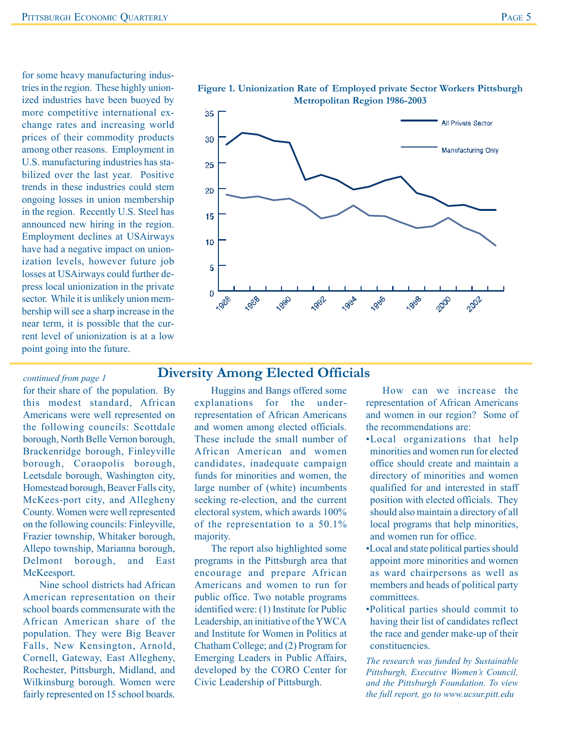for some heavy manufacturing industries in the region. These highly unionized industries have been buoyed by more competitive international exchange rates and increasing world prices of their commodity products among other reasons. Employment in U.S. manufacturing industries has stabilized over the last year. Positive trends in these industries could stem ongoing losses in union membership in the region. Recently U.S. Steel has announced new hiring in the region. Employment declines at USAirways have had a negative impact on unionization levels, however future job losses at USAirways could further depress local unionization in the private sector. While it is unlikely union membership will see a sharp increase in the near term, it is possible that the current level of unionization is at a low point going into the future.

**Figure 1. Unionization Rate of Employed private Sector Workers Pittsburgh Metropolitan Region 1986-2003**

## Diversity Among Elected Officials

*continued from page 1*

for their share of the population. By this modest standard, African Americans were well represented on the following councils: Scottdale borough, North Belle Vernon borough, Brackenridge borough, Finleyville borough, Coraopolis borough, Leetsdale borough, Washington city, Homestead borough, Beaver Falls city, McKees-port city, and Allegheny County. Women were well represented on the following councils: Finleyville, Frazier township, Whitaker borough, Allepo township, Marianna borough, Delmont borough, and East McKeesport.

Nine school districts had African American representation on their school boards commensurate with the African American share of the population. They were Big Beaver Falls, New Kensington, Arnold, Cornell, Gateway, East Allegheny, Rochester, Pittsburgh, Midland, and Wilkinsburg borough. Women were fairly represented on 15 school boards.

Huggins and Bangs offered some explanations for the under-representation of African Americans and women among elected officials. These include the small number of African American and women candidates, inadequate campaign funds for minorities and women, the large number of (white) incumbents seeking re-election, and the current electoral system, which awards 100% of the representation to a 50.1% majority.

The report also highlighted some programs in the Pittsburgh area that encourage and prepare African Americans and women to run for public office. Two notable programs identified were: (1) Institute for Public Leadership, an initiative of the YWCA and Institute for Women in Politics at Chatham College; and (2) Program for Emerging Leaders in Public Affairs, developed by the CORO Center for Civic Leadership of Pittsburgh.

How can we increase the representation of African Americans and women in our region? Some of the recommendations are:

- Local organizations that help minorities and women run for elected office should create and maintain a directory of minorities and women qualified for and interested in staff position with elected officials. They should also maintain a directory of all local programs that help minorities, and women run for office.
- Local and state political parties should appoint more minorities and women as ward chairpersons as well as members and heads of political party committees.
- Political parties should commit to having their list of candidates reflect the race and gender make-up of their constituencies.

*The research was funded by Sustainable Pittsburgh, Executive Women's Council, and the Pittsburgh Foundation. To view the full report, go to www.ucsur.pitt.edu*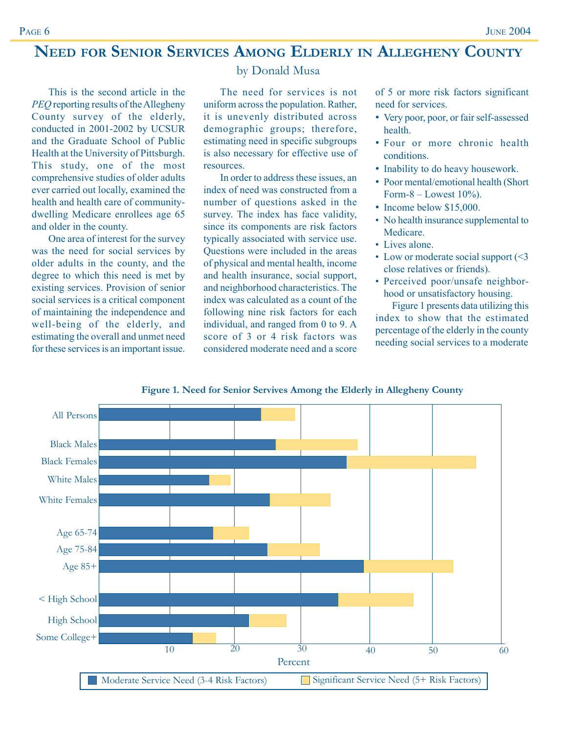# Need for Senior Services Among Elderly in Allegheny County

by Donald Musa

This is the second article in the *PEQ* reporting results of the Allegheny County survey of the elderly, conducted in 2001-2002 by UCSUR and the Graduate School of Public Health at the University of Pittsburgh. This study, one of the most comprehensive studies of older adults ever carried out locally, examined the health and health care of community-dwelling Medicare enrollees age 65 and older in the county.

One area of interest for the survey was the need for social services by older adults in the county, and the degree to which this need is met by existing services. Provision of senior social services is a critical component of maintaining the independence and well-being of the elderly, and estimating the overall and unmet need for these services is an important issue.

The need for services is not uniform across the population. Rather, it is unevenly distributed across demographic groups; therefore, estimating need in specific subgroups is also necessary for effective use of resources.

In order to address these issues, an index of need was constructed from a number of questions asked in the survey. The index has face validity, since its components are risk factors typically associated with service use. Questions were included in the areas of physical and mental health, income and health insurance, social support, and neighborhood characteristics. The index was calculated as a count of the following nine risk factors for each individual, and ranged from 0 to 9. A score of 3 or 4 risk factors was considered moderate need and a score of 5 or more risk factors significant need for services.

- Very poor, poor, or fair self-assessed health.
- Four or more chronic health conditions.
- Inability to do heavy housework.
- Poor mental/emotional health (Short Form-8 – Lowest 10%).
- Income below $15,000.
- No health insurance supplemental to Medicare.
- Lives alone.
- Low or moderate social support (<3 close relatives or friends).
- Perceived poor/unsafe neighborhood or unsatisfactory housing.

Figure 1 presents data utilizing this index to show that the estimated percentage of the elderly in the county needing social services to a moderate

**Figure 1. Need for Senior Servives Among the Elderly in Allegheny County**

| Group | Moderate Service Need (3-4 Risk Factors) | Significant Service Need (5+ Risk Factors) |
|---|---|---|
| All Persons | ~24 | ~5 |
| Black Males | ~26 | ~12 |
| Black Females | ~37 | ~19 |
| White Males | ~16 | ~3 |
| White Females | ~25 | ~9 |
| Age 65-74 | ~17 | ~5 |
| Age 75-84 | ~25 | ~8 |
| Age 85+ | ~39 | ~13 |
| < High School | ~35 | ~11 |
| High School | ~22 | ~6 |
| Some College+ | ~14 | ~3 |

Percent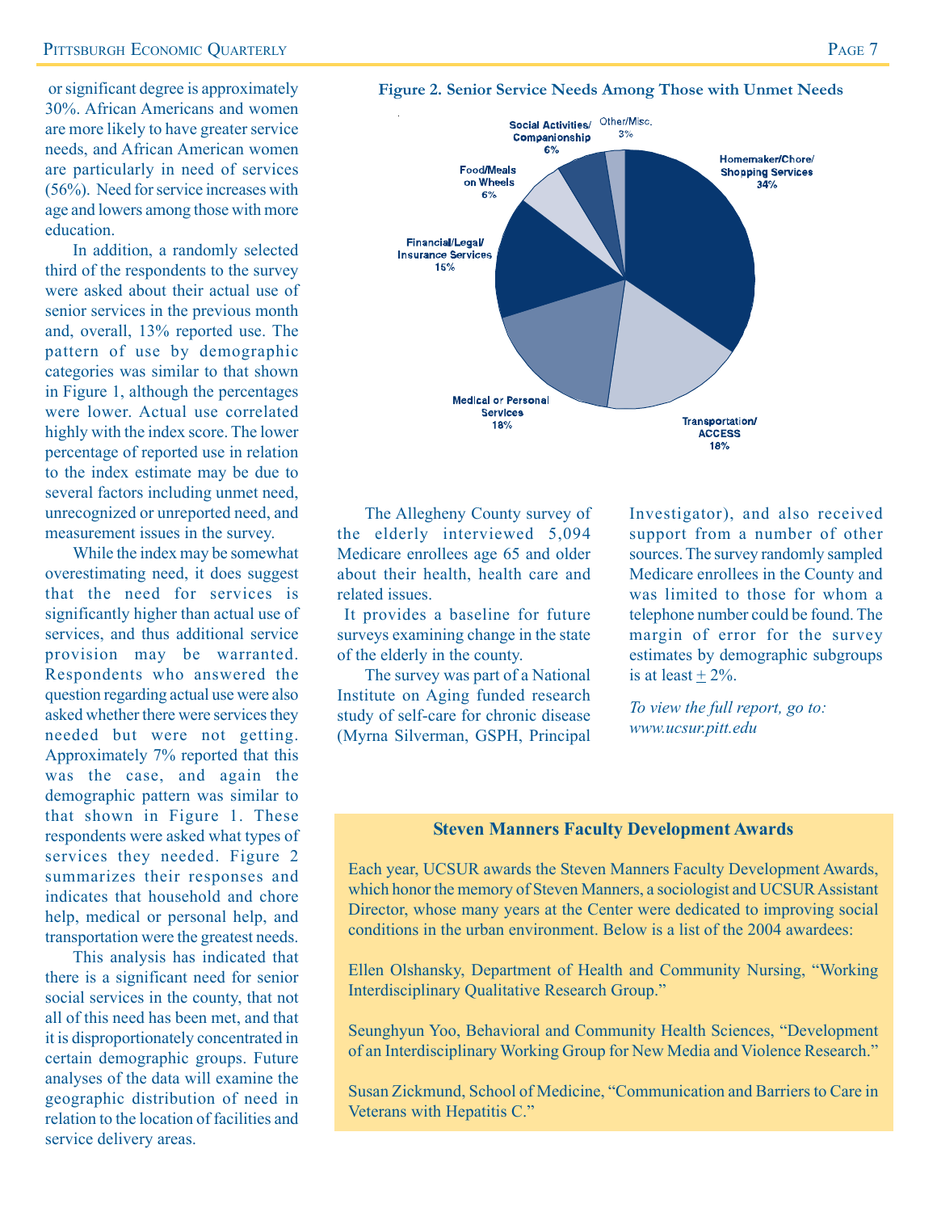or significant degree is approximately 30%. African Americans and women are more likely to have greater service needs, and African American women are particularly in need of services (56%). Need for service increases with age and lowers among those with more education.

In addition, a randomly selected third of the respondents to the survey were asked about their actual use of senior services in the previous month and, overall, 13% reported use. The pattern of use by demographic categories was similar to that shown in Figure 1, although the percentages were lower. Actual use correlated highly with the index score. The lower percentage of reported use in relation to the index estimate may be due to several factors including unmet need, unrecognized or unreported need, and measurement issues in the survey.

While the index may be somewhat overestimating need, it does suggest that the need for services is significantly higher than actual use of services, and thus additional service provision may be warranted. Respondents who answered the question regarding actual use were also asked whether there were services they needed but were not getting. Approximately 7% reported that this was the case, and again the demographic pattern was similar to that shown in Figure 1. These respondents were asked what types of services they needed. Figure 2 summarizes their responses and indicates that household and chore help, medical or personal help, and transportation were the greatest needs.

This analysis has indicated that there is a significant need for senior social services in the county, that not all of this need has been met, and that it is disproportionately concentrated in certain demographic groups. Future analyses of the data will examine the geographic distribution of need in relation to the location of facilities and service delivery areas.

**Figure 2. Senior Service Needs Among Those with Unmet Needs**

| Service | Percent |
|---|---|
| Homemaker/Chore/Shopping Services | 34% |
| Transportation/ACCESS | 18% |
| Medical or Personal Services | 18% |
| Financial/Legal/Insurance Services | 15% |
| Food/Meals on Wheels | 6% |
| Social Activities/Companionship | 6% |
| Other/Misc. | 3% |

The Allegheny County survey of the elderly interviewed 5,094 Medicare enrollees age 65 and older about their health, health care and related issues.

It provides a baseline for future surveys examining change in the state of the elderly in the county.

The survey was part of a National Institute on Aging funded research study of self-care for chronic disease (Myrna Silverman, GSPH, Principal Investigator), and also received support from a number of other sources. The survey randomly sampled Medicare enrollees in the County and was limited to those for whom a telephone number could be found. The margin of error for the survey estimates by demographic subgroups is at least ± 2%.

*To view the full report, go to: www.ucsur.pitt.edu*

## Steven Manners Faculty Development Awards

Each year, UCSUR awards the Steven Manners Faculty Development Awards, which honor the memory of Steven Manners, a sociologist and UCSUR Assistant Director, whose many years at the Center were dedicated to improving social conditions in the urban environment. Below is a list of the 2004 awardees:

Ellen Olshansky, Department of Health and Community Nursing, "Working Interdisciplinary Qualitative Research Group."

Seunghyun Yoo, Behavioral and Community Health Sciences, "Development of an Interdisciplinary Working Group for New Media and Violence Research."

Susan Zickmund, School of Medicine, "Communication and Barriers to Care in Veterans with Hepatitis C."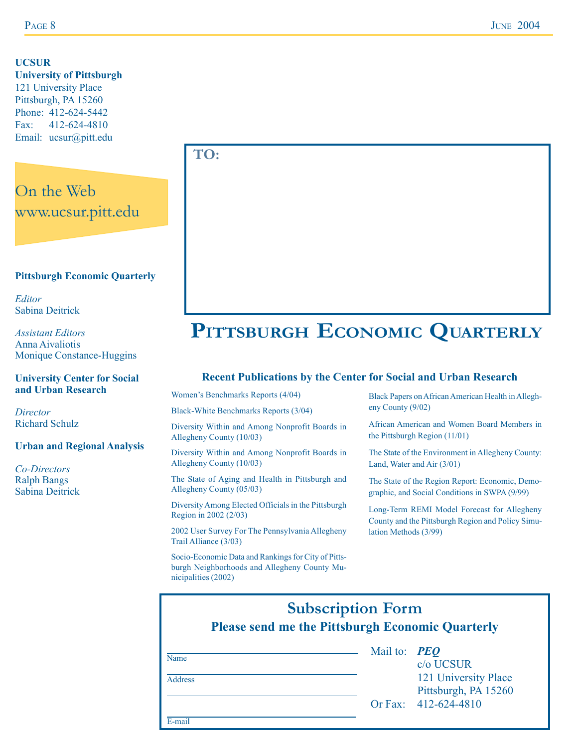**UCSUR**
**University of Pittsburgh**
121 University Place
Pittsburgh, PA 15260
Phone: 412-624-5442
Fax: 412-624-4810
Email: ucsur@pitt.edu

On the Web
www.ucsur.pitt.edu

**Pittsburgh Economic Quarterly**

*Editor*
Sabina Deitrick

*Assistant Editors*
Anna Aivaliotis
Monique Constance-Huggins

**University Center for Social and Urban Research**

*Director*
Richard Schulz

**Urban and Regional Analysis**

*Co-Directors*
Ralph Bangs
Sabina Deitrick

**TO:**

# Pittsburgh Economic Quarterly

## Recent Publications by the Center for Social and Urban Research

Women's Benchmarks Reports (4/04)

Black-White Benchmarks Reports (3/04)

Diversity Within and Among Nonprofit Boards in Allegheny County (10/03)

Diversity Within and Among Nonprofit Boards in Allegheny County (10/03)

The State of Aging and Health in Pittsburgh and Allegheny County (05/03)

Diversity Among Elected Officials in the Pittsburgh Region in 2002 (2/03)

2002 User Survey For The Pennsylvania Allegheny Trail Alliance (3/03)

Socio-Economic Data and Rankings for City of Pittsburgh Neighborhoods and Allegheny County Municipalities (2002)

Black Papers on African American Health in Allegheny County (9/02)

African American and Women Board Members in the Pittsburgh Region (11/01)

The State of the Environment in Allegheny County: Land, Water and Air (3/01)

The State of the Region Report: Economic, Demographic, and Social Conditions in SWPA (9/99)

Long-Term REMI Model Forecast for Allegheny County and the Pittsburgh Region and Policy Simulation Methods (3/99)

## Subscription Form

### Please send me the Pittsburgh Economic Quarterly

Name

Address

E-mail

Mail to: ***PEQ***
c/o UCSUR
121 University Place
Pittsburgh, PA 15260
Or Fax: 412-624-4810